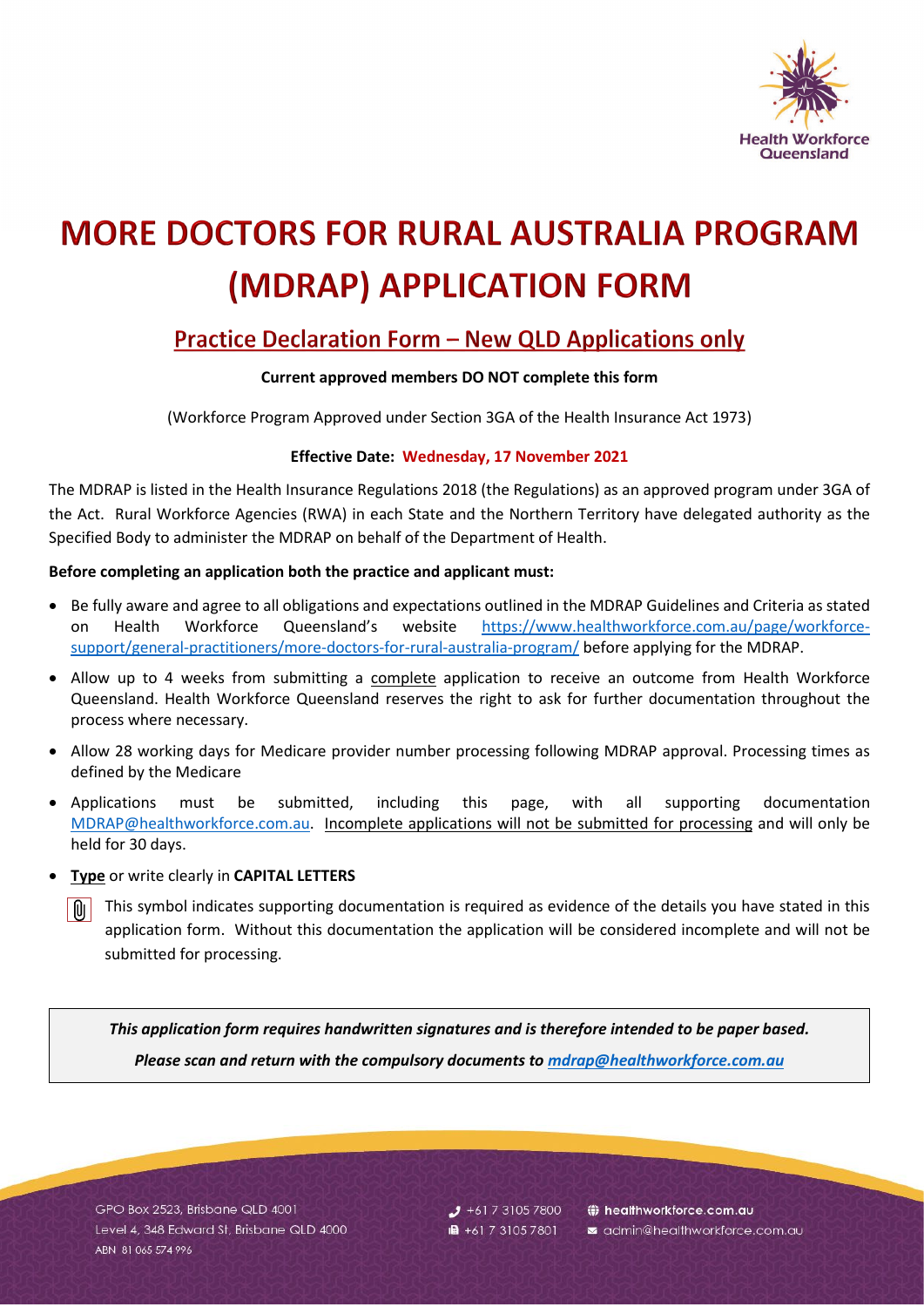# MORE DOCTORS FOR RURAL AUSTRALIA PROGRAM (MDRAP) APPLICATION FORM

## Practice Declaration Form – New QLD Applications only

**Current approved members DO NOT complete this form**

(Workforce Program Approved under Section 3GA of the Health Insurance Act 1973)

**Effective Date: Wednesday, 17 November 2021**

The MDRAP is listed in the Health Insurance Regulations 2018 (the Regulations) as an approved program under 3GA of the Act. Rural Workforce Agencies (RWA) in each State and the Northern Territory have delegated authority as the Specified Body to administer the MDRAP on behalf of the Department of Health.

**Before completing an application both the practice and applicant must:**

- Be fully aware and agree to all obligations and expectations outlined in the MDRAP Guidelines and Criteria as stated on Health Workforce Queensland's website https://www.healthworkforce.com.au/page/workforce-support/general-practitioners/more-doctors-for-rural-australia-program/ before applying for the MDRAP.
- Allow up to 4 weeks from submitting a complete application to receive an outcome from Health Workforce Queensland. Health Workforce Queensland reserves the right to ask for further documentation throughout the process where necessary.
- Allow 28 working days for Medicare provider number processing following MDRAP approval. Processing times as defined by the Medicare
- Applications must be submitted, including this page, with all supporting documentation MDRAP@healthworkforce.com.au. Incomplete applications will not be submitted for processing and will only be held for 30 days.
- **Type** or write clearly in **CAPITAL LETTERS**

  📎 This symbol indicates supporting documentation is required as evidence of the details you have stated in this application form. Without this documentation the application will be considered incomplete and will not be submitted for processing.

***This application form requires handwritten signatures and is therefore intended to be paper based.***

***Please scan and return with the compulsory documents to mdrap@healthworkforce.com.au***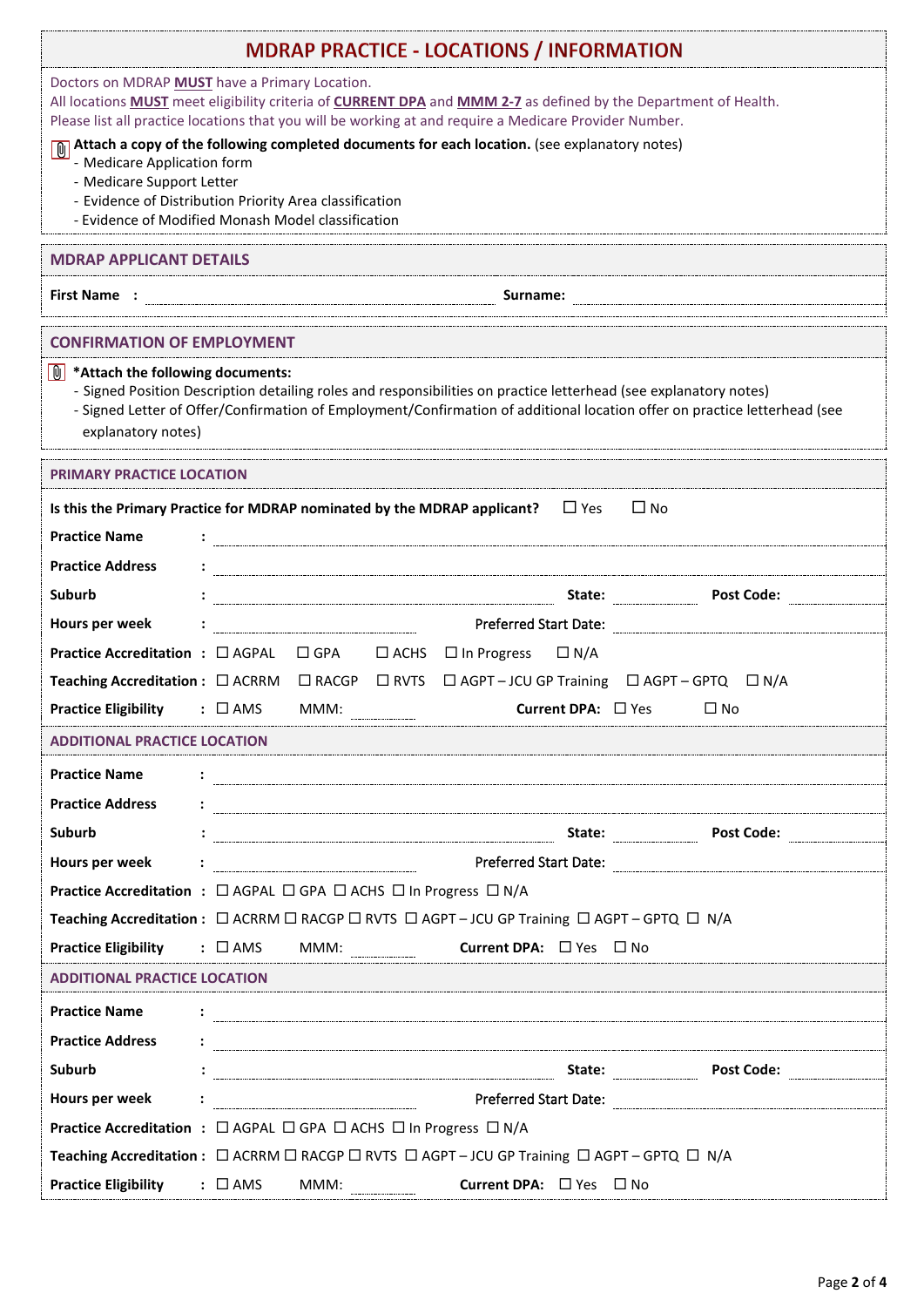# MDRAP PRACTICE - LOCATIONS / INFORMATION

Doctors on MDRAP **MUST** have a Primary Location.
All locations **MUST** meet eligibility criteria of **CURRENT DPA** and **MMM 2-7** as defined by the Department of Health.
Please list all practice locations that you will be working at and require a Medicare Provider Number.

**Attach a copy of the following completed documents for each location.** (see explanatory notes)
- Medicare Application form
- Medicare Support Letter
- Evidence of Distribution Priority Area classification
- Evidence of Modified Monash Model classification

## MDRAP APPLICANT DETAILS

**First Name :** ______________________ **Surname:** ______________________

## CONFIRMATION OF EMPLOYMENT

**\*Attach the following documents:**
- Signed Position Description detailing roles and responsibilities on practice letterhead (see explanatory notes)
- Signed Letter of Offer/Confirmation of Employment/Confirmation of additional location offer on practice letterhead (see explanatory notes)

## PRIMARY PRACTICE LOCATION

**Is this the Primary Practice for MDRAP nominated by the MDRAP applicant?** ☐ Yes ☐ No

**Practice Name :** ______________________

**Practice Address :** ______________________

**Suburb :** ______________________ **State:** __________ **Post Code:** __________

**Hours per week :** __________ Preferred Start Date: __________

**Practice Accreditation :** ☐ AGPAL ☐ GPA ☐ ACHS ☐ In Progress ☐ N/A

**Teaching Accreditation :** ☐ ACRRM ☐ RACGP ☐ RVTS ☐ AGPT – JCU GP Training ☐ AGPT – GPTQ ☐ N/A

**Practice Eligibility :** ☐ AMS MMM: __________ **Current DPA:** ☐ Yes ☐ No

## ADDITIONAL PRACTICE LOCATION

**Practice Name :** ______________________

**Practice Address :** ______________________

**Suburb :** ______________________ **State:** __________ **Post Code:** __________

**Hours per week :** __________ Preferred Start Date: __________

**Practice Accreditation :** ☐ AGPAL ☐ GPA ☐ ACHS ☐ In Progress ☐ N/A

**Teaching Accreditation :** ☐ ACRRM ☐ RACGP ☐ RVTS ☐ AGPT – JCU GP Training ☐ AGPT – GPTQ ☐ N/A

**Practice Eligibility :** ☐ AMS MMM: __________ **Current DPA:** ☐ Yes ☐ No

## ADDITIONAL PRACTICE LOCATION

**Practice Name :** ______________________

**Practice Address :** ______________________

**Suburb :** ______________________ **State:** __________ **Post Code:** __________

**Hours per week :** __________ Preferred Start Date: __________

**Practice Accreditation :** ☐ AGPAL ☐ GPA ☐ ACHS ☐ In Progress ☐ N/A

**Teaching Accreditation :** ☐ ACRRM ☐ RACGP ☐ RVTS ☐ AGPT – JCU GP Training ☐ AGPT – GPTQ ☐ N/A

**Practice Eligibility :** ☐ AMS MMM: __________ **Current DPA:** ☐ Yes ☐ No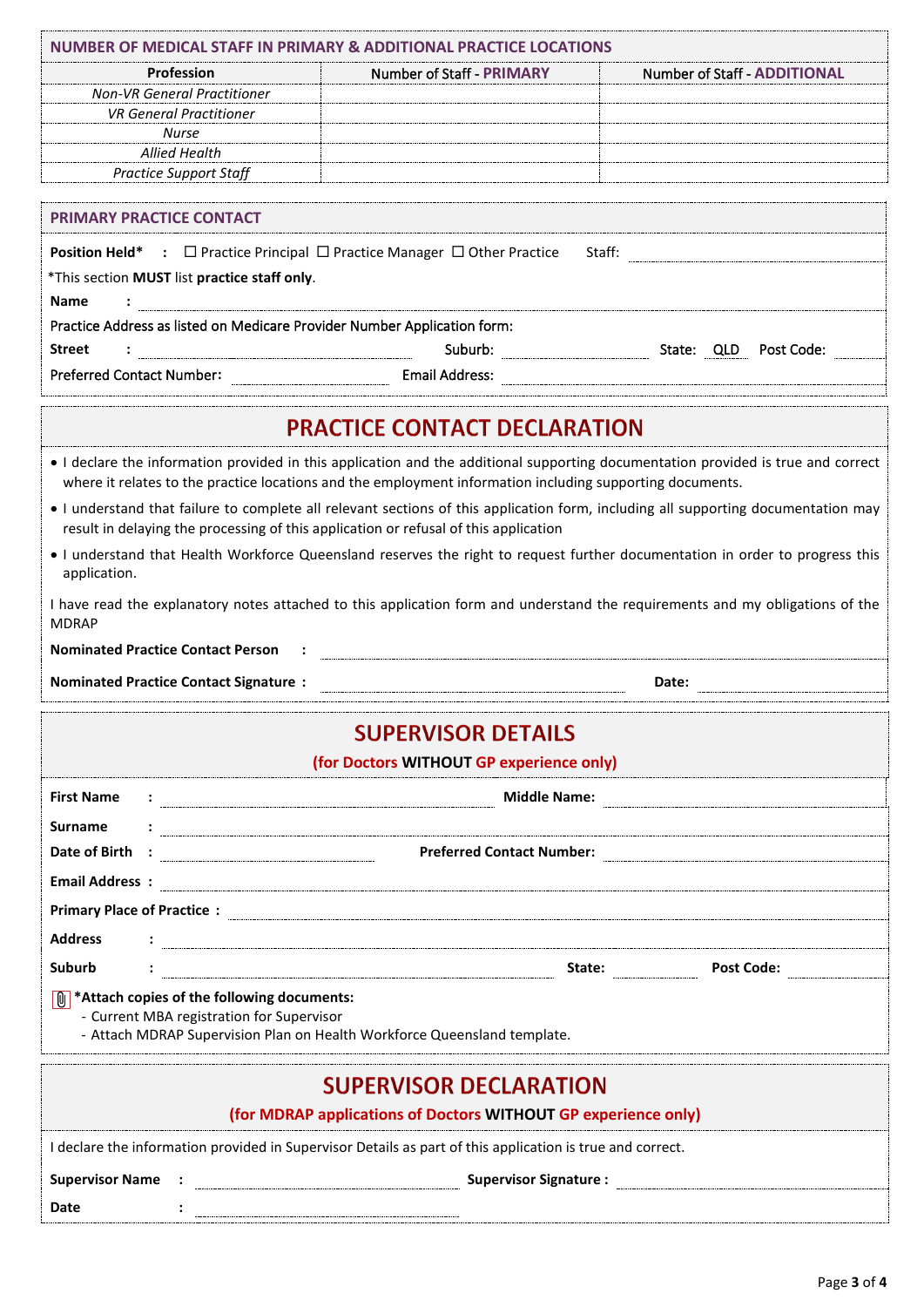## NUMBER OF MEDICAL STAFF IN PRIMARY & ADDITIONAL PRACTICE LOCATIONS

| Profession | Number of Staff - PRIMARY | Number of Staff - ADDITIONAL |
|---|---|---|
| *Non-VR General Practitioner* | | |
| *VR General Practitioner* | | |
| *Nurse* | | |
| *Allied Health* | | |
| *Practice Support Staff* | | |

## PRIMARY PRACTICE CONTACT

**Position Held*** : ☐ Practice Principal ☐ Practice Manager ☐ Other Practice Staff: ____________

*This section **MUST** list **practice staff only**.

**Name** : ____________

Practice Address as listed on Medicare Provider Number Application form:

**Street** : ____________ Suburb: ____________ State: QLD Post Code: ____________

Preferred Contact Number: ____________ Email Address: ____________

# PRACTICE CONTACT DECLARATION

- I declare the information provided in this application and the additional supporting documentation provided is true and correct where it relates to the practice locations and the employment information including supporting documents.
- I understand that failure to complete all relevant sections of this application form, including all supporting documentation may result in delaying the processing of this application or refusal of this application
- I understand that Health Workforce Queensland reserves the right to request further documentation in order to progress this application.

I have read the explanatory notes attached to this application form and understand the requirements and my obligations of the MDRAP

**Nominated Practice Contact Person** : ____________

**Nominated Practice Contact Signature** : ____________ **Date:** ____________

# SUPERVISOR DETAILS

**(for Doctors WITHOUT GP experience only)**

**First Name** : ____________ **Middle Name:** ____________

**Surname** : ____________

**Date of Birth** : ____________ **Preferred Contact Number:** ____________

**Email Address** : ____________

**Primary Place of Practice** : ____________

**Address** : ____________

**Suburb** : ____________ **State:** ____________ **Post Code:** ____________

***Attach copies of the following documents:**
- Current MBA registration for Supervisor
- Attach MDRAP Supervision Plan on Health Workforce Queensland template.

# SUPERVISOR DECLARATION

**(for MDRAP applications of Doctors WITHOUT GP experience only)**

I declare the information provided in Supervisor Details as part of this application is true and correct.

**Supervisor Name** : ____________ **Supervisor Signature** : ____________

**Date** : ____________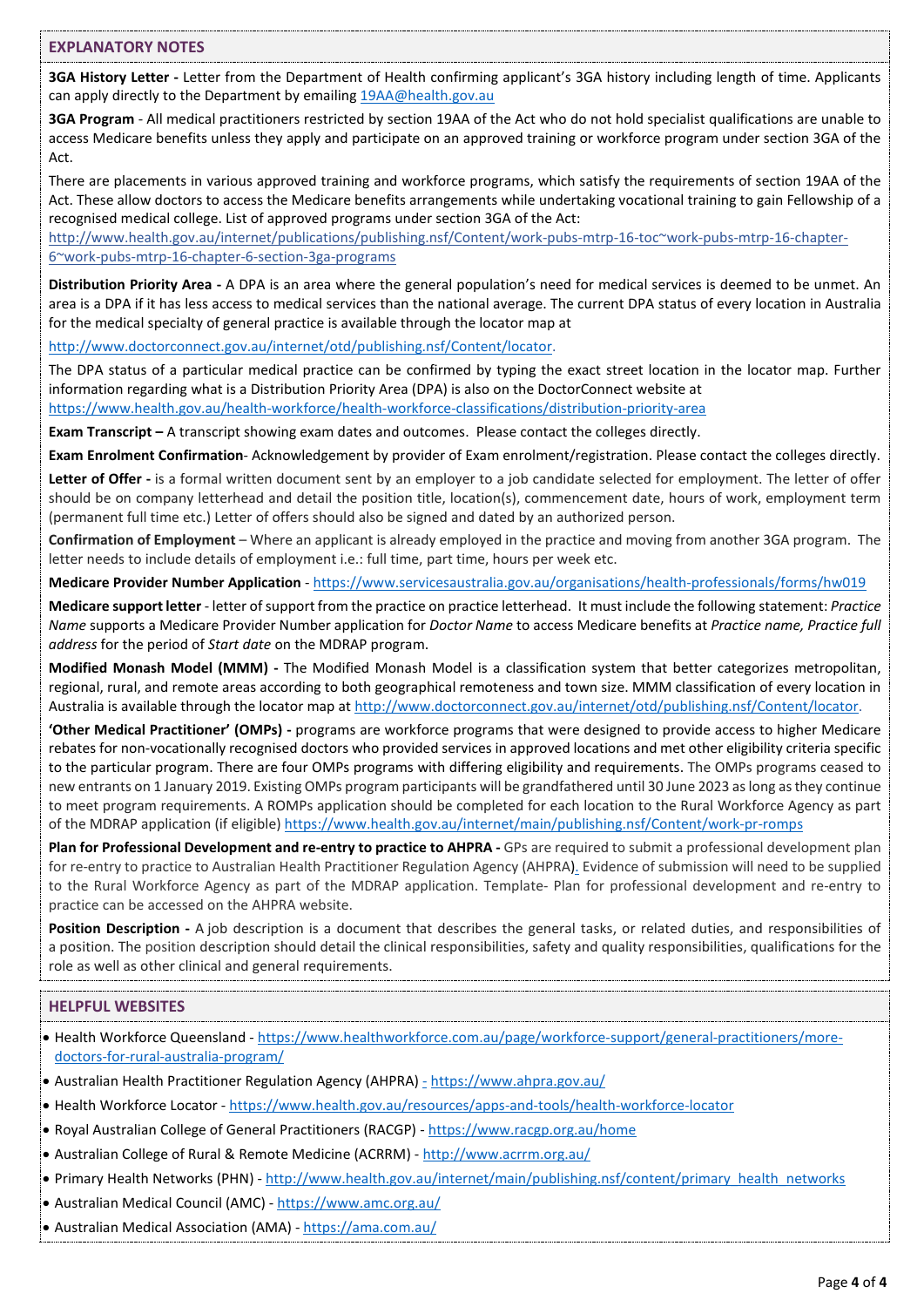## EXPLANATORY NOTES

**3GA History Letter -** Letter from the Department of Health confirming applicant's 3GA history including length of time. Applicants can apply directly to the Department by emailing 19AA@health.gov.au

**3GA Program** - All medical practitioners restricted by section 19AA of the Act who do not hold specialist qualifications are unable to access Medicare benefits unless they apply and participate on an approved training or workforce program under section 3GA of the Act.

There are placements in various approved training and workforce programs, which satisfy the requirements of section 19AA of the Act. These allow doctors to access the Medicare benefits arrangements while undertaking vocational training to gain Fellowship of a recognised medical college. List of approved programs under section 3GA of the Act:
http://www.health.gov.au/internet/publications/publishing.nsf/Content/work-pubs-mtrp-16-toc~work-pubs-mtrp-16-chapter-6~work-pubs-mtrp-16-chapter-6-section-3ga-programs

**Distribution Priority Area -** A DPA is an area where the general population's need for medical services is deemed to be unmet. An area is a DPA if it has less access to medical services than the national average. The current DPA status of every location in Australia for the medical specialty of general practice is available through the locator map at

http://www.doctorconnect.gov.au/internet/otd/publishing.nsf/Content/locator.

The DPA status of a particular medical practice can be confirmed by typing the exact street location in the locator map. Further information regarding what is a Distribution Priority Area (DPA) is also on the DoctorConnect website at
https://www.health.gov.au/health-workforce/health-workforce-classifications/distribution-priority-area

**Exam Transcript –** A transcript showing exam dates and outcomes. Please contact the colleges directly.

**Exam Enrolment Confirmation**- Acknowledgement by provider of Exam enrolment/registration. Please contact the colleges directly.

**Letter of Offer -** is a formal written document sent by an employer to a job candidate selected for employment. The letter of offer should be on company letterhead and detail the position title, location(s), commencement date, hours of work, employment term (permanent full time etc.) Letter of offers should also be signed and dated by an authorized person.

**Confirmation of Employment** – Where an applicant is already employed in the practice and moving from another 3GA program. The letter needs to include details of employment i.e.: full time, part time, hours per week etc.

**Medicare Provider Number Application** - https://www.servicesaustralia.gov.au/organisations/health-professionals/forms/hw019

**Medicare support letter** - letter of support from the practice on practice letterhead. It must include the following statement: *Practice Name* supports a Medicare Provider Number application for *Doctor Name* to access Medicare benefits at *Practice name, Practice full address* for the period of *Start date* on the MDRAP program.

**Modified Monash Model (MMM) -** The Modified Monash Model is a classification system that better categorizes metropolitan, regional, rural, and remote areas according to both geographical remoteness and town size. MMM classification of every location in Australia is available through the locator map at http://www.doctorconnect.gov.au/internet/otd/publishing.nsf/Content/locator.

**'Other Medical Practitioner' (OMPs) -** programs are workforce programs that were designed to provide access to higher Medicare rebates for non-vocationally recognised doctors who provided services in approved locations and met other eligibility criteria specific to the particular program. There are four OMPs programs with differing eligibility and requirements. The OMPs programs ceased to new entrants on 1 January 2019. Existing OMPs program participants will be grandfathered until 30 June 2023 as long as they continue to meet program requirements. A ROMPs application should be completed for each location to the Rural Workforce Agency as part of the MDRAP application (if eligible) https://www.health.gov.au/internet/main/publishing.nsf/Content/work-pr-romps

**Plan for Professional Development and re-entry to practice to AHPRA -** GPs are required to submit a professional development plan for re-entry to practice to Australian Health Practitioner Regulation Agency (AHPRA). Evidence of submission will need to be supplied to the Rural Workforce Agency as part of the MDRAP application. Template- Plan for professional development and re-entry to practice can be accessed on the AHPRA website.

**Position Description -** A job description is a document that describes the general tasks, or related duties, and responsibilities of a position. The position description should detail the clinical responsibilities, safety and quality responsibilities, qualifications for the role as well as other clinical and general requirements.

## HELPFUL WEBSITES

- Health Workforce Queensland - https://www.healthworkforce.com.au/page/workforce-support/general-practitioners/more-doctors-for-rural-australia-program/
- Australian Health Practitioner Regulation Agency (AHPRA) - https://www.ahpra.gov.au/
- Health Workforce Locator - https://www.health.gov.au/resources/apps-and-tools/health-workforce-locator
- Royal Australian College of General Practitioners (RACGP) - https://www.racgp.org.au/home
- Australian College of Rural & Remote Medicine (ACRRM) - http://www.acrrm.org.au/
- Primary Health Networks (PHN) - http://www.health.gov.au/internet/main/publishing.nsf/content/primary_health_networks
- Australian Medical Council (AMC) - https://www.amc.org.au/
- Australian Medical Association (AMA) - https://ama.com.au/